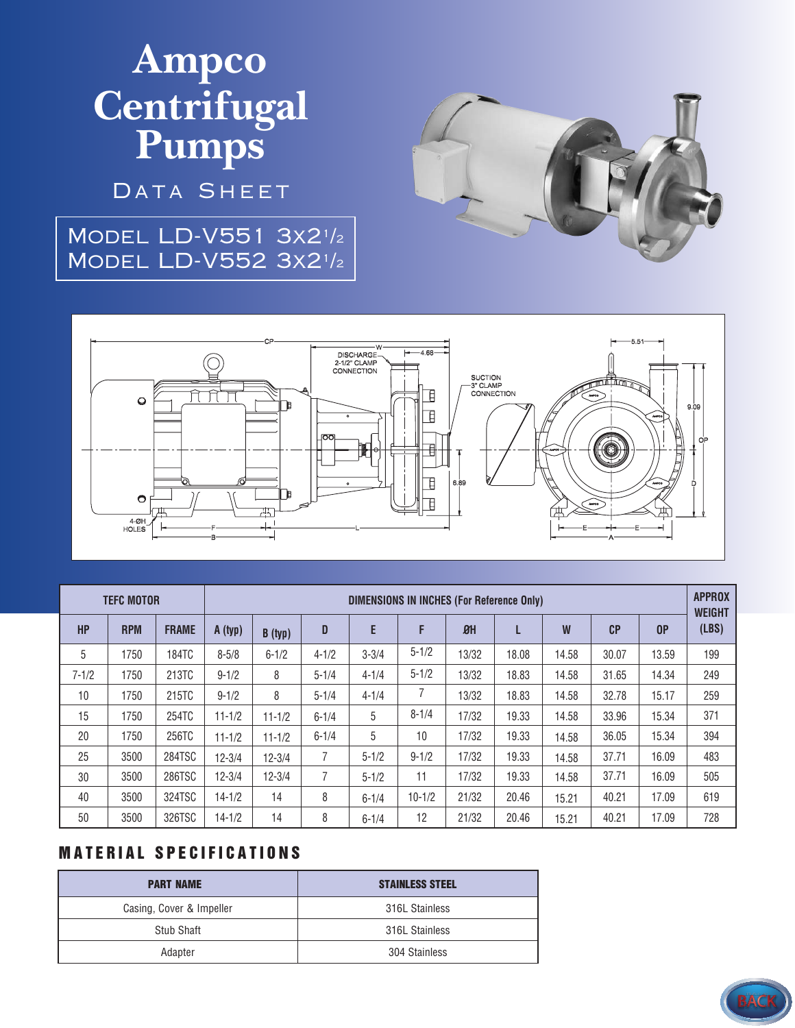# Ampco Centrifugal Pumps

## Data Sheet

**Model LD-V551 3x2½**
**Model LD-V552 3x2½**

| TEFC MOTOR | | | DIMENSIONS IN INCHES (For Reference Only) | | | | | | | | | | | APPROX WEIGHT (LBS) |
|---|---|---|---|---|---|---|---|---|---|---|---|---|---|---|
| HP | RPM | FRAME | A (typ) | B (typ) | D | E | F | ØH | L | W | CP | OP | |
| 5 | 1750 | 184TC | 8-5/8 | 6-1/2 | 4-1/2 | 3-3/4 | 5-1/2 | 13/32 | 18.08 | 14.58 | 30.07 | 13.59 | 199 |
| 7-1/2 | 1750 | 213TC | 9-1/2 | 8 | 5-1/4 | 4-1/4 | 5-1/2 | 13/32 | 18.83 | 14.58 | 31.65 | 14.34 | 249 |
| 10 | 1750 | 215TC | 9-1/2 | 8 | 5-1/4 | 4-1/4 | 7 | 13/32 | 18.83 | 14.58 | 32.78 | 15.17 | 259 |
| 15 | 1750 | 254TC | 11-1/2 | 11-1/2 | 6-1/4 | 5 | 8-1/4 | 17/32 | 19.33 | 14.58 | 33.96 | 15.34 | 371 |
| 20 | 1750 | 256TC | 11-1/2 | 11-1/2 | 6-1/4 | 5 | 10 | 17/32 | 19.33 | 14.58 | 36.05 | 15.34 | 394 |
| 25 | 3500 | 284TSC | 12-3/4 | 12-3/4 | 7 | 5-1/2 | 9-1/2 | 17/32 | 19.33 | 14.58 | 37.71 | 16.09 | 483 |
| 30 | 3500 | 286TSC | 12-3/4 | 12-3/4 | 7 | 5-1/2 | 11 | 17/32 | 19.33 | 14.58 | 37.71 | 16.09 | 505 |
| 40 | 3500 | 324TSC | 14-1/2 | 14 | 8 | 6-1/4 | 10-1/2 | 21/32 | 20.46 | 15.21 | 40.21 | 17.09 | 619 |
| 50 | 3500 | 326TSC | 14-1/2 | 14 | 8 | 6-1/4 | 12 | 21/32 | 20.46 | 15.21 | 40.21 | 17.09 | 728 |

## MATERIAL SPECIFICATIONS

| PART NAME | STAINLESS STEEL |
|---|---|
| Casing, Cover & Impeller | 316L Stainless |
| Stub Shaft | 316L Stainless |
| Adapter | 304 Stainless |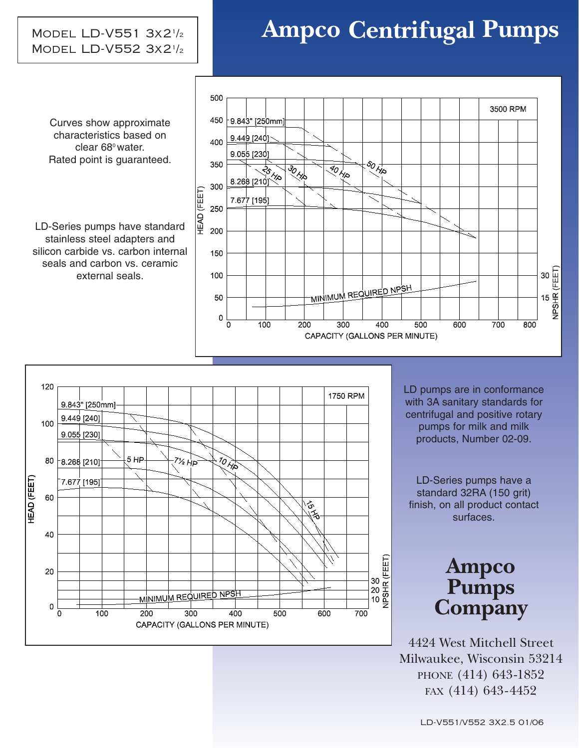Model LD-V551 3x2½
Model LD-V552 3x2½

# Ampco Centrifugal Pumps

Curves show approximate characteristics based on clear 68° water.
Rated point is guaranteed.

LD-Series pumps have standard stainless steel adapters and silicon carbide vs. carbon internal seals and carbon vs. ceramic external seals.

3500 RPM
9.843" [250mm]
9.449 [240]
9.055 [230]
8.268 [210]
7.677 [195]
25 HP
30 HP
40 HP
50 HP
MINIMUM REQUIRED NPSH
HEAD (FEET)
500
450
400
350
300
250
200
150
100
50
0
NPSHR (FEET)
30
15
0
100
200
300
400
500
600
700
800
CAPACITY (GALLONS PER MINUTE)

1750 RPM
9.843" [250mm]
9.449 [240]
9.055 [230]
8.268 [210]
7.677 [195]
5 HP
7½ HP
10 HP
15 HP
MINIMUM REQUIRED NPSH
HEAD (FEET)
120
100
80
60
40
20
0
NPSHR (FEET)
30
20
10
0
100
200
300
400
500
600
700
CAPACITY (GALLONS PER MINUTE)

LD pumps are in conformance with 3A sanitary standards for centrifugal and positive rotary pumps for milk and milk products, Number 02-09.

LD-Series pumps have a standard 32RA (150 grit) finish, on all product contact surfaces.

## Ampco Pumps Company

4424 West Mitchell Street
Milwaukee, Wisconsin 53214
PHONE (414) 643-1852
FAX (414) 643-4452

LD-V551/V552 3X2.5 01/06